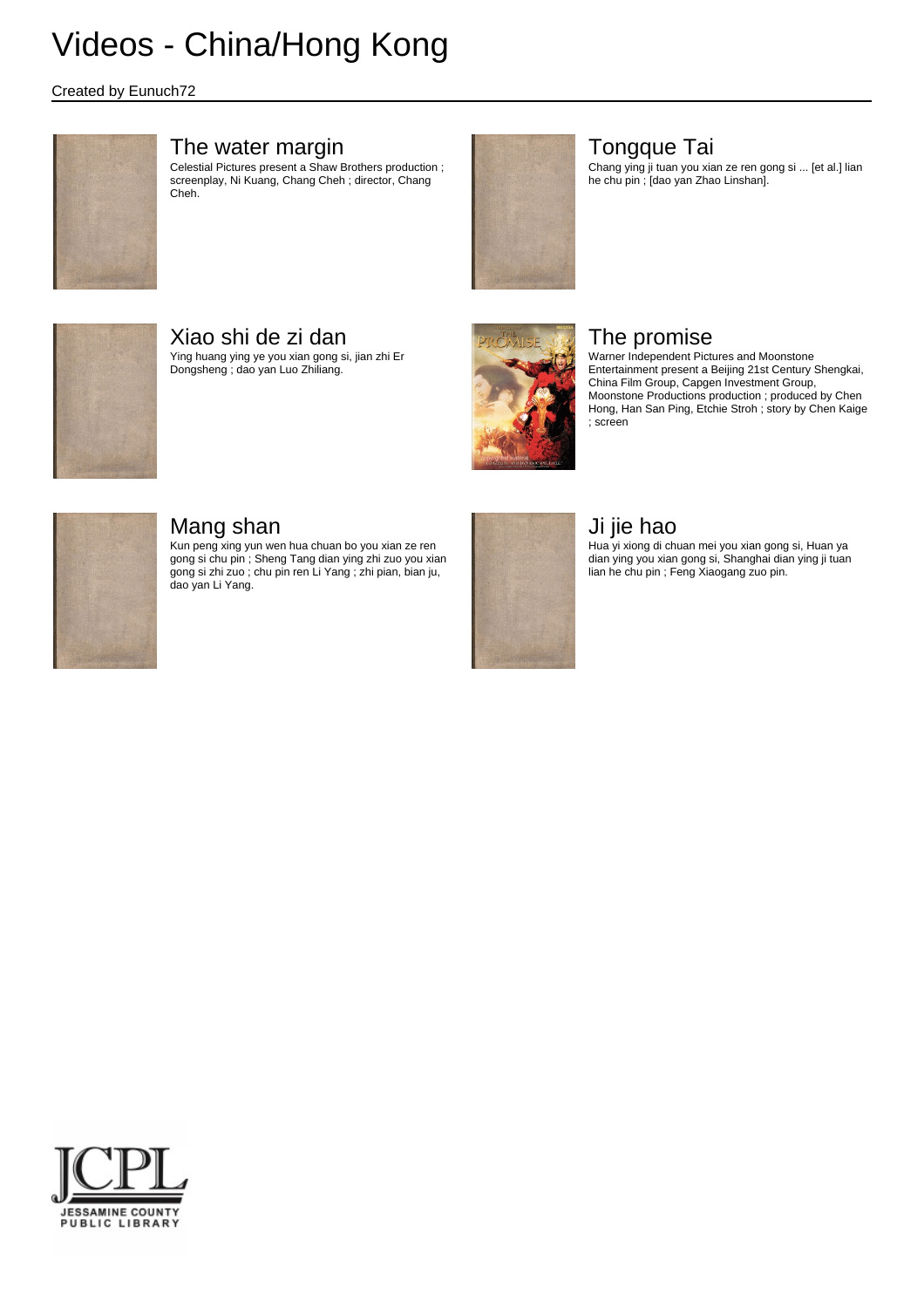# Videos - China/Hong Kong

Created by Eunuch72

## The water margin

Celestial Pictures present a Shaw Brothers production ; screenplay, Ni Kuang, Chang Cheh ; director, Chang Cheh.

## Tongque Tai

Chang ying ji tuan you xian ze ren gong si ... [et al.] lian he chu pin ; [dao yan Zhao Linshan].

## Xiao shi de zi dan

Ying huang ying ye you xian gong si, jian zhi Er Dongsheng ; dao yan Luo Zhiliang.

## The promise

Warner Independent Pictures and Moonstone Entertainment present a Beijing 21st Century Shengkai, China Film Group, Capgen Investment Group, Moonstone Productions production ; produced by Chen Hong, Han San Ping, Etchie Stroh ; story by Chen Kaige ; screen

## Mang shan

Kun peng xing yun wen hua chuan bo you xian ze ren gong si chu pin ; Sheng Tang dian ying zhi zuo you xian gong si zhi zuo ; chu pin ren Li Yang ; zhi pian, bian ju, dao yan Li Yang.

## Ji jie hao

Hua yi xiong di chuan mei you xian gong si, Huan ya dian ying you xian gong si, Shanghai dian ying ji tuan lian he chu pin ; Feng Xiaogang zuo pin.

JCPL
JESSAMINE COUNTY PUBLIC LIBRARY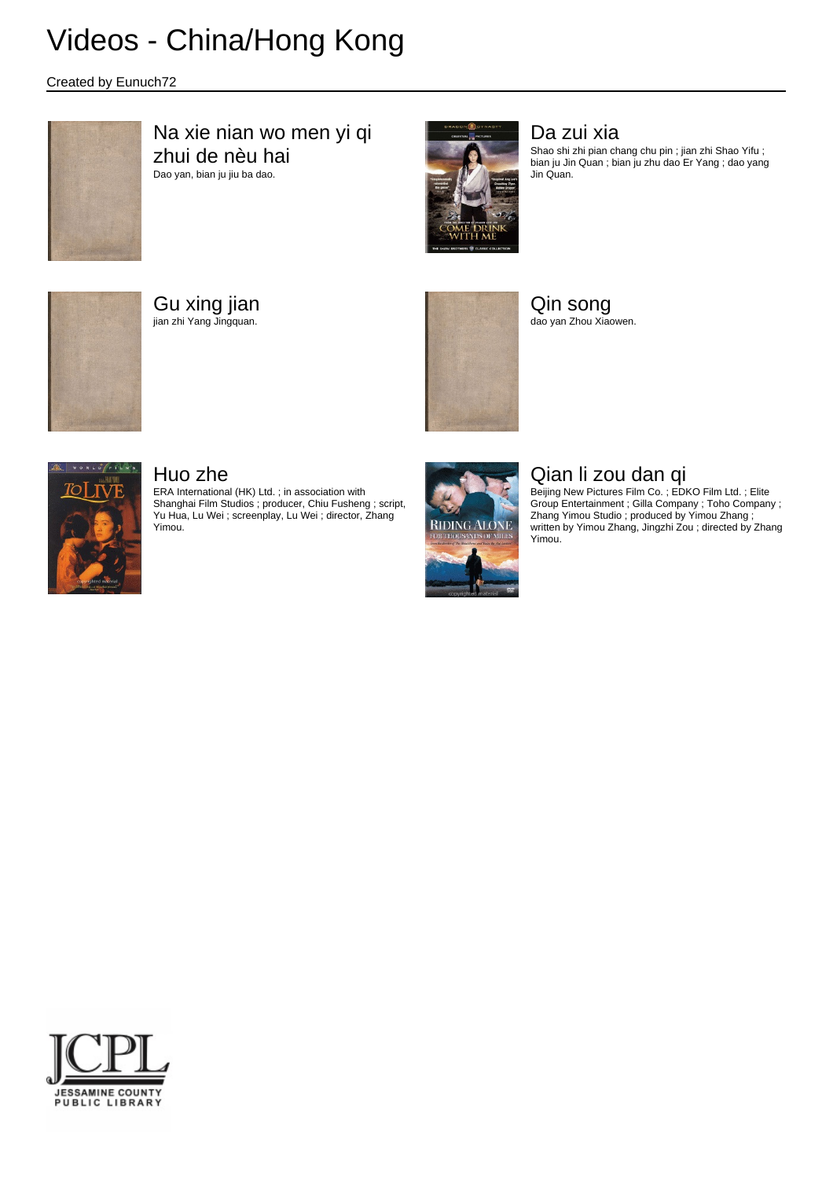# Videos - China/Hong Kong

Created by Eunuch72

## Na xie nian wo men yi qi zhui de nèu hai

Dao yan, bian ju jiu ba dao.

## Da zui xia

Shao shi zhi pian chang chu pin ; jian zhi Shao Yifu ; bian ju Jin Quan ; bian ju zhu dao Er Yang ; dao yang Jin Quan.

## Gu xing jian

jian zhi Yang Jingquan.

## Qin song

dao yan Zhou Xiaowen.

## Huo zhe

ERA International (HK) Ltd. ; in association with Shanghai Film Studios ; producer, Chiu Fusheng ; script, Yu Hua, Lu Wei ; screenplay, Lu Wei ; director, Zhang Yimou.

## Qian li zou dan qi

Beijing New Pictures Film Co. ; EDKO Film Ltd. ; Elite Group Entertainment ; Gilla Company ; Toho Company ; Zhang Yimou Studio ; produced by Yimou Zhang ; written by Yimou Zhang, Jingzhi Zou ; directed by Zhang Yimou.

JCPL
JESSAMINE COUNTY PUBLIC LIBRARY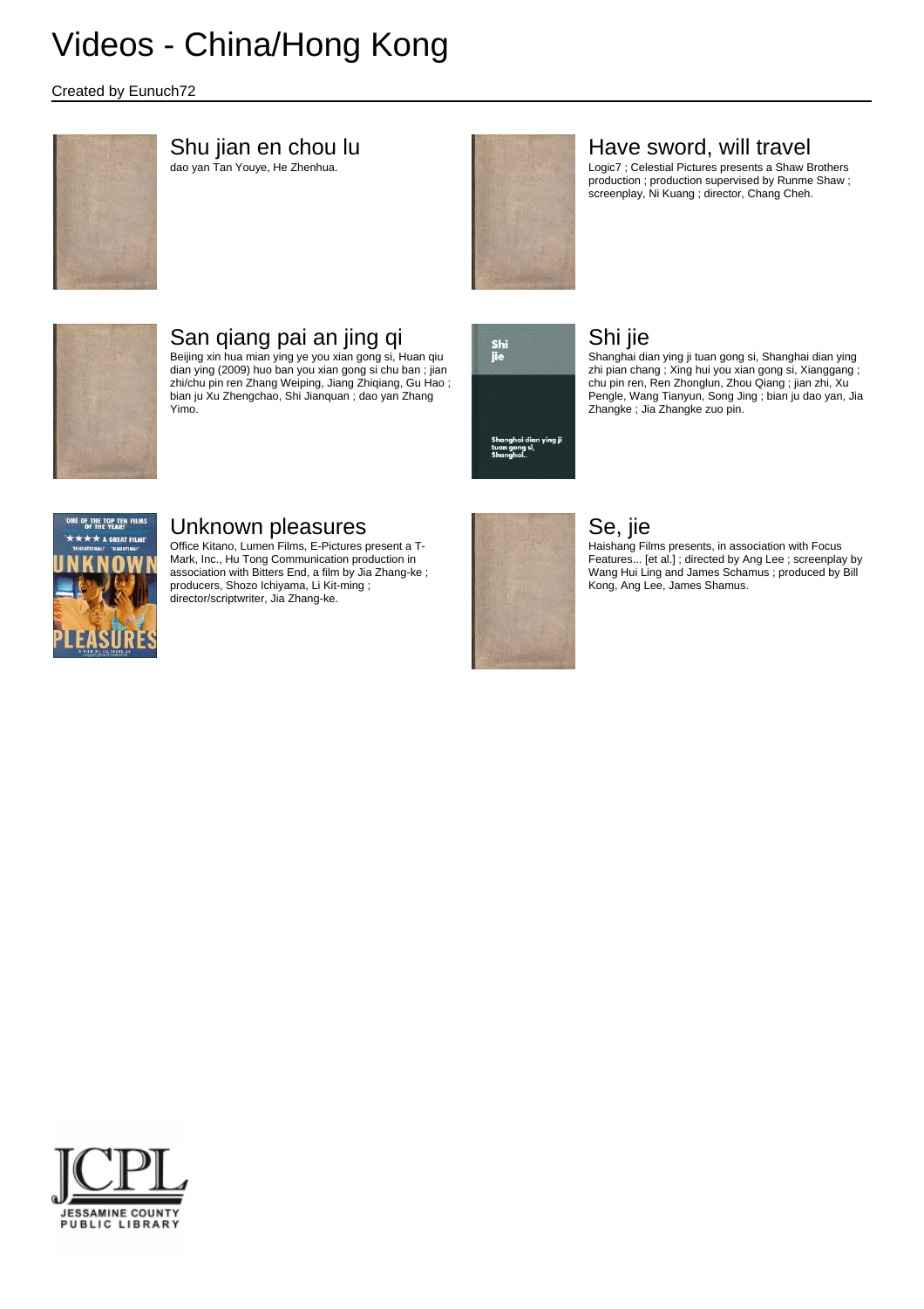# Videos - China/Hong Kong

Created by Eunuch72

## Shu jian en chou lu

dao yan Tan Youye, He Zhenhua.

## Have sword, will travel

Logic7 ; Celestial Pictures presents a Shaw Brothers production ; production supervised by Runme Shaw ; screenplay, Ni Kuang ; director, Chang Cheh.

## San qiang pai an jing qi

Beijing xin hua mian ying ye you xian gong si, Huan qiu dian ying (2009) huo ban you xian gong si chu ban ; jian zhi/chu pin ren Zhang Weiping, Jiang Zhiqiang, Gu Hao ; bian ju Xu Zhengchao, Shi Jianquan ; dao yan Zhang Yimo.

## Shi jie

Shanghai dian ying ji tuan gong si, Shanghai dian ying zhi pian chang ; Xing hui you xian gong si, Xianggang ; chu pin ren, Ren Zhonglun, Zhou Qiang ; jian zhi, Xu Pengle, Wang Tianyun, Song Jing ; bian ju dao yan, Jia Zhangke ; Jia Zhangke zuo pin.

## Unknown pleasures

Office Kitano, Lumen Films, E-Pictures present a T-Mark, Inc., Hu Tong Communication production in association with Bitters End, a film by Jia Zhang-ke ; producers, Shozo Ichiyama, Li Kit-ming ; director/scriptwriter, Jia Zhang-ke.

## Se, jie

Haishang Films presents, in association with Focus Features... [et al.] ; directed by Ang Lee ; screenplay by Wang Hui Ling and James Schamus ; produced by Bill Kong, Ang Lee, James Shamus.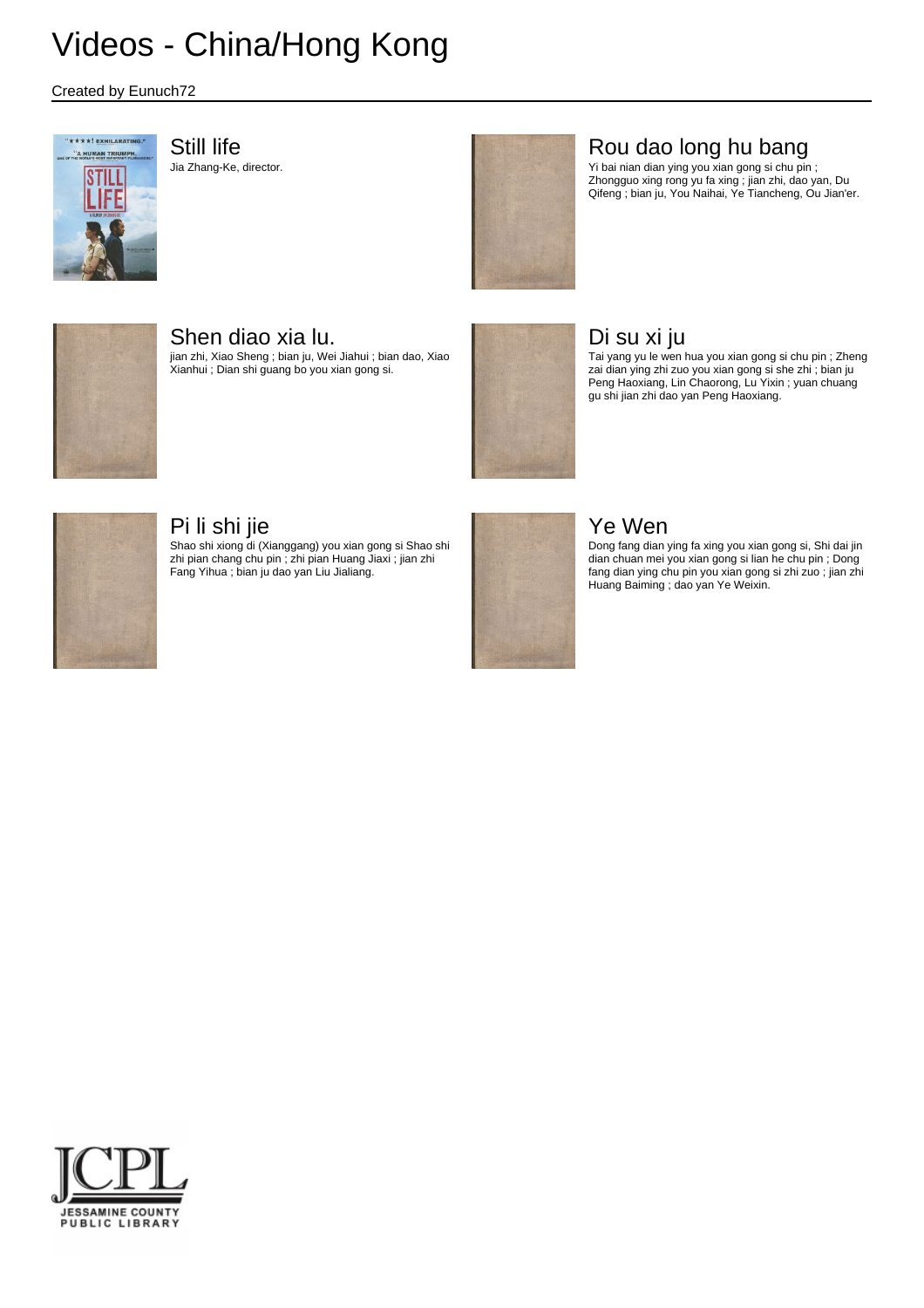# Videos - China/Hong Kong

Created by Eunuch72

## Still life

Jia Zhang-Ke, director.

## Rou dao long hu bang

Yi bai nian dian ying you xian gong si chu pin ; Zhongguo xing rong yu fa xing ; jian zhi, dao yan, Du Qifeng ; bian ju, You Naihai, Ye Tiancheng, Ou Jian'er.

## Shen diao xia lu.

jian zhi, Xiao Sheng ; bian ju, Wei Jiahui ; bian dao, Xiao Xianhui ; Dian shi guang bo you xian gong si.

## Di su xi ju

Tai yang yu le wen hua you xian gong si chu pin ; Zheng zai dian ying zhi zuo you xian gong si she zhi ; bian ju Peng Haoxiang, Lin Chaorong, Lu Yixin ; yuan chuang gu shi jian zhi dao yan Peng Haoxiang.

## Pi li shi jie

Shao shi xiong di (Xianggang) you xian gong si Shao shi zhi pian chang chu pin ; zhi pian Huang Jiaxi ; jian zhi Fang Yihua ; bian ju dao yan Liu Jialiang.

## Ye Wen

Dong fang dian ying fa xing you xian gong si, Shi dai jin dian chuan mei you xian gong si lian he chu pin ; Dong fang dian ying chu pin you xian gong si zhi zuo ; jian zhi Huang Baiming ; dao yan Ye Weixin.

JCPL
JESSAMINE COUNTY PUBLIC LIBRARY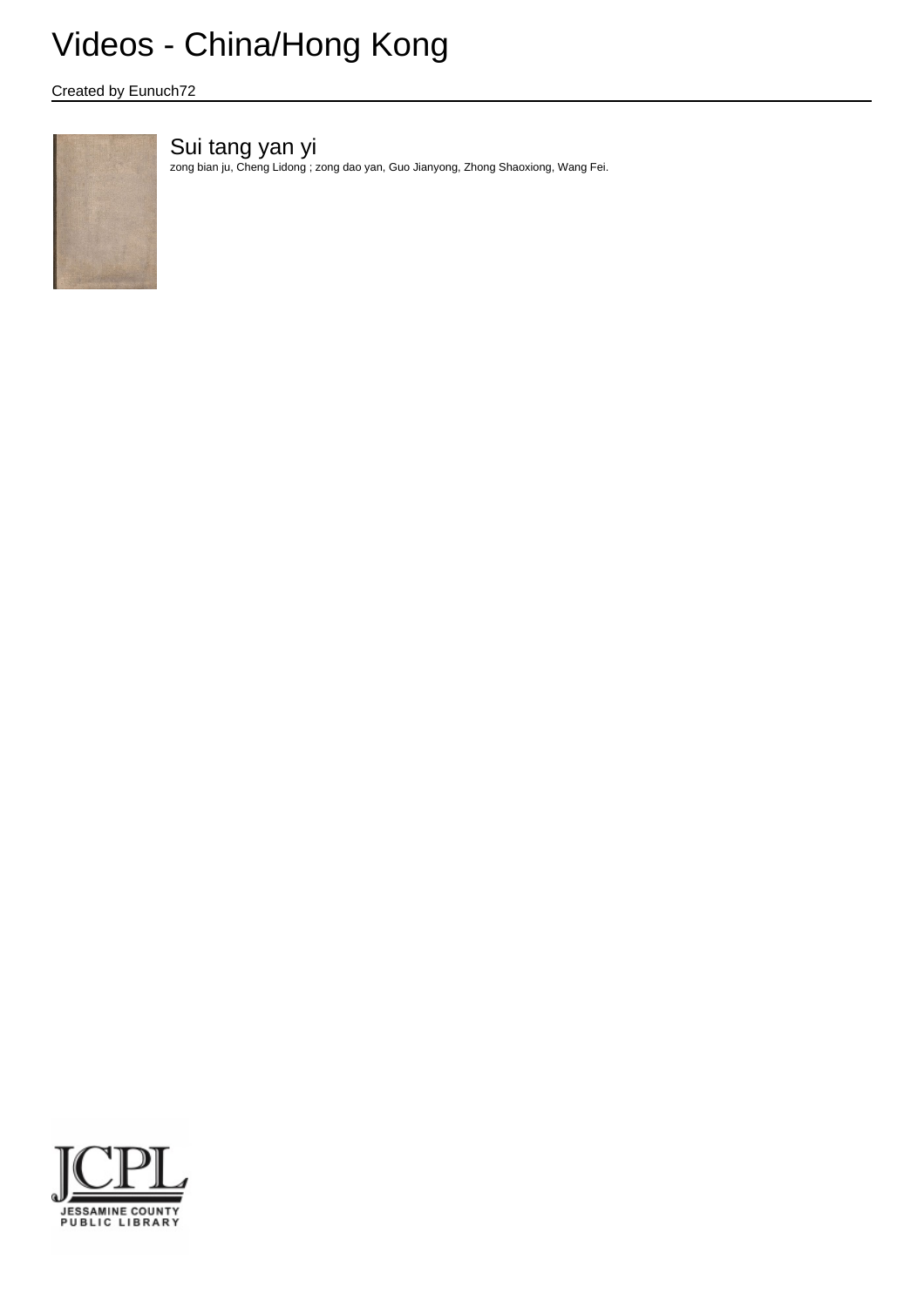# Videos - China/Hong Kong

Created by Eunuch72

## Sui tang yan yi

zong bian ju, Cheng Lidong ; zong dao yan, Guo Jianyong, Zhong Shaoxiong, Wang Fei.